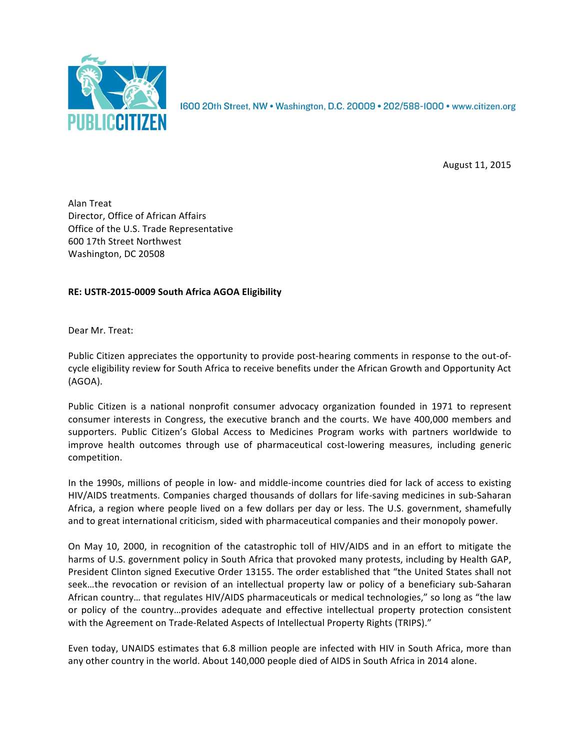PUBLIC CITIZEN

1600 20th Street, NW • Washington, D.C. 20009 • 202/588-1000 • www.citizen.org

August 11, 2015

Alan Treat
Director, Office of African Affairs
Office of the U.S. Trade Representative
600 17th Street Northwest
Washington, DC 20508

**RE: USTR-2015-0009 South Africa AGOA Eligibility**

Dear Mr. Treat:

Public Citizen appreciates the opportunity to provide post-hearing comments in response to the out-of-cycle eligibility review for South Africa to receive benefits under the African Growth and Opportunity Act (AGOA).

Public Citizen is a national nonprofit consumer advocacy organization founded in 1971 to represent consumer interests in Congress, the executive branch and the courts. We have 400,000 members and supporters. Public Citizen's Global Access to Medicines Program works with partners worldwide to improve health outcomes through use of pharmaceutical cost-lowering measures, including generic competition.

In the 1990s, millions of people in low- and middle-income countries died for lack of access to existing HIV/AIDS treatments. Companies charged thousands of dollars for life-saving medicines in sub-Saharan Africa, a region where people lived on a few dollars per day or less. The U.S. government, shamefully and to great international criticism, sided with pharmaceutical companies and their monopoly power.

On May 10, 2000, in recognition of the catastrophic toll of HIV/AIDS and in an effort to mitigate the harms of U.S. government policy in South Africa that provoked many protests, including by Health GAP, President Clinton signed Executive Order 13155. The order established that "the United States shall not seek…the revocation or revision of an intellectual property law or policy of a beneficiary sub-Saharan African country… that regulates HIV/AIDS pharmaceuticals or medical technologies," so long as "the law or policy of the country…provides adequate and effective intellectual property protection consistent with the Agreement on Trade-Related Aspects of Intellectual Property Rights (TRIPS)."

Even today, UNAIDS estimates that 6.8 million people are infected with HIV in South Africa, more than any other country in the world. About 140,000 people died of AIDS in South Africa in 2014 alone.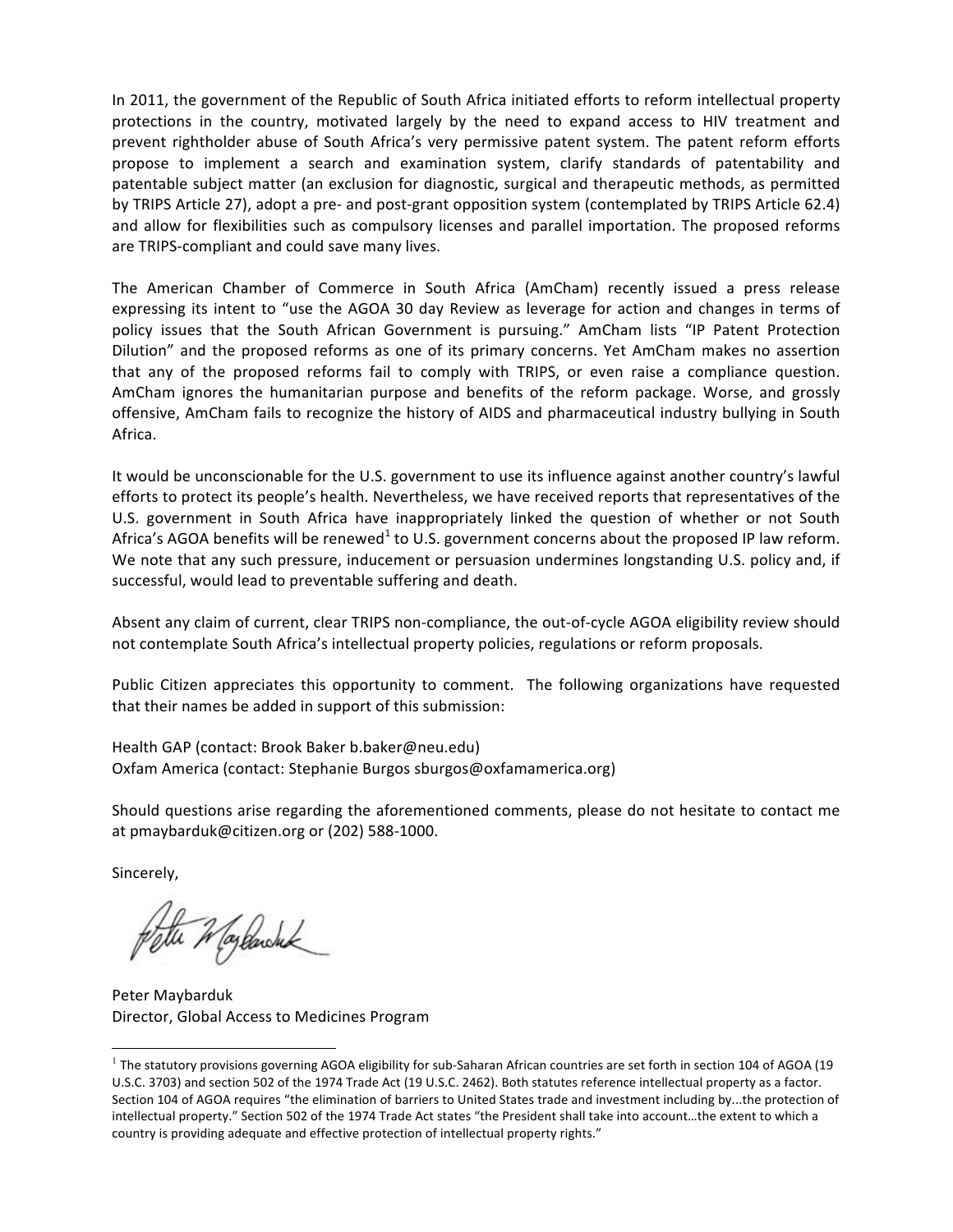In 2011, the government of the Republic of South Africa initiated efforts to reform intellectual property protections in the country, motivated largely by the need to expand access to HIV treatment and prevent rightholder abuse of South Africa's very permissive patent system. The patent reform efforts propose to implement a search and examination system, clarify standards of patentability and patentable subject matter (an exclusion for diagnostic, surgical and therapeutic methods, as permitted by TRIPS Article 27), adopt a pre- and post-grant opposition system (contemplated by TRIPS Article 62.4) and allow for flexibilities such as compulsory licenses and parallel importation. The proposed reforms are TRIPS-compliant and could save many lives.

The American Chamber of Commerce in South Africa (AmCham) recently issued a press release expressing its intent to "use the AGOA 30 day Review as leverage for action and changes in terms of policy issues that the South African Government is pursuing." AmCham lists "IP Patent Protection Dilution" and the proposed reforms as one of its primary concerns. Yet AmCham makes no assertion that any of the proposed reforms fail to comply with TRIPS, or even raise a compliance question. AmCham ignores the humanitarian purpose and benefits of the reform package. Worse, and grossly offensive, AmCham fails to recognize the history of AIDS and pharmaceutical industry bullying in South Africa.

It would be unconscionable for the U.S. government to use its influence against another country's lawful efforts to protect its people's health. Nevertheless, we have received reports that representatives of the U.S. government in South Africa have inappropriately linked the question of whether or not South Africa's AGOA benefits will be renewed[1] to U.S. government concerns about the proposed IP law reform. We note that any such pressure, inducement or persuasion undermines longstanding U.S. policy and, if successful, would lead to preventable suffering and death.

Absent any claim of current, clear TRIPS non-compliance, the out-of-cycle AGOA eligibility review should not contemplate South Africa's intellectual property policies, regulations or reform proposals.

Public Citizen appreciates this opportunity to comment. The following organizations have requested that their names be added in support of this submission:

Health GAP (contact: Brook Baker b.baker@neu.edu)
Oxfam America (contact: Stephanie Burgos sburgos@oxfamamerica.org)

Should questions arise regarding the aforementioned comments, please do not hesitate to contact me at pmaybarduk@citizen.org or (202) 588-1000.

Sincerely,

Peter Maybarduk
Director, Global Access to Medicines Program

---

[1] The statutory provisions governing AGOA eligibility for sub-Saharan African countries are set forth in section 104 of AGOA (19 U.S.C. 3703) and section 502 of the 1974 Trade Act (19 U.S.C. 2462). Both statutes reference intellectual property as a factor. Section 104 of AGOA requires "the elimination of barriers to United States trade and investment including by...the protection of intellectual property." Section 502 of the 1974 Trade Act states "the President shall take into account…the extent to which a country is providing adequate and effective protection of intellectual property rights."